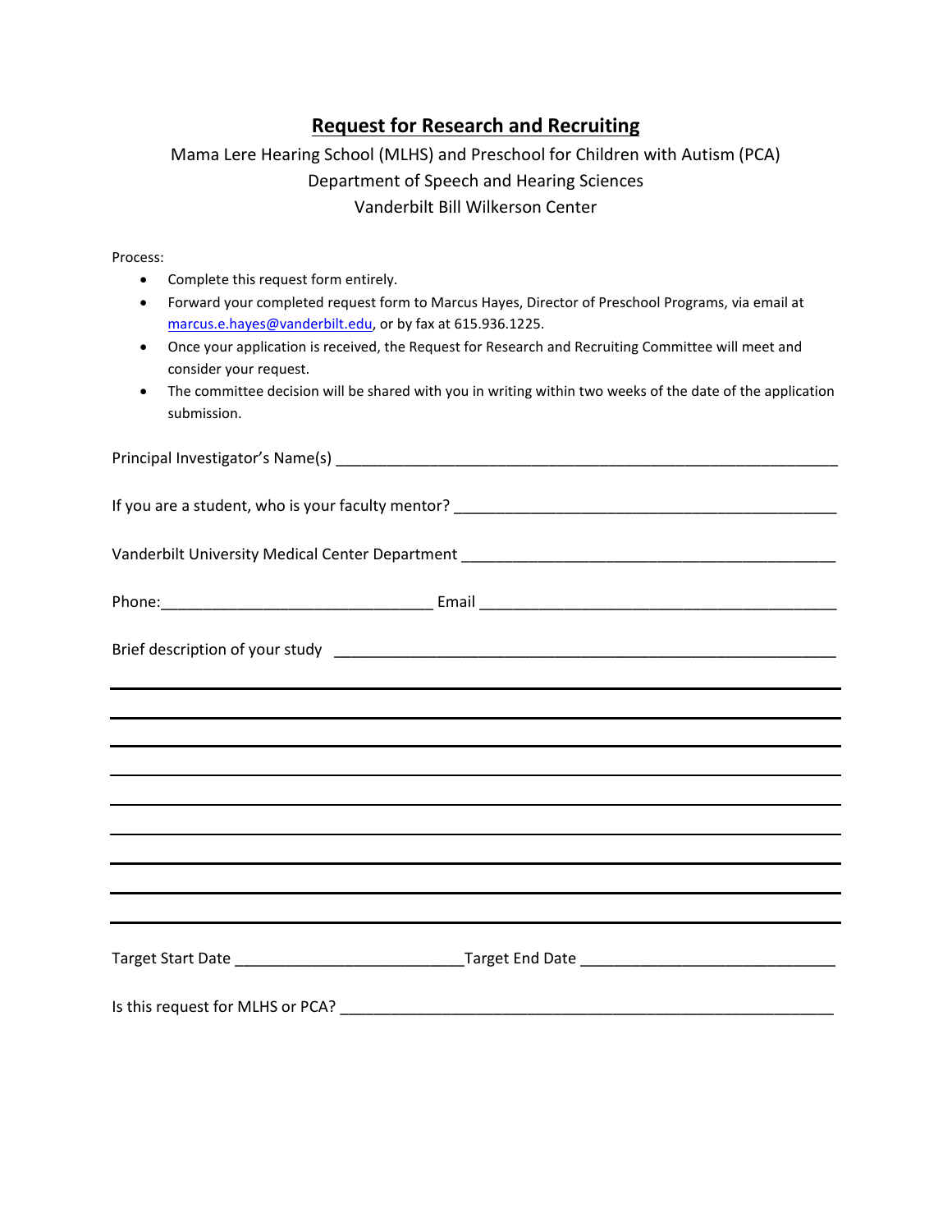# Request for Research and Recruiting

Mama Lere Hearing School (MLHS) and Preschool for Children with Autism (PCA)
Department of Speech and Hearing Sciences
Vanderbilt Bill Wilkerson Center

Process:

- Complete this request form entirely.
- Forward your completed request form to Marcus Hayes, Director of Preschool Programs, via email at [marcus.e.hayes@vanderbilt.edu](mailto:marcus.e.hayes@vanderbilt.edu), or by fax at 615.936.1225.
- Once your application is received, the Request for Research and Recruiting Committee will meet and consider your request.
- The committee decision will be shared with you in writing within two weeks of the date of the application submission.

Principal Investigator's Name(s) ____________________________________________________________

If you are a student, who is your faculty mentor? ____________________________________________

Vanderbilt University Medical Center Department ____________________________________________

Phone:_______________________________ Email ___________________________________________

Brief description of your study ____________________________________________________________

______________________________________________________________________________________

______________________________________________________________________________________

______________________________________________________________________________________

______________________________________________________________________________________

______________________________________________________________________________________

______________________________________________________________________________________

______________________________________________________________________________________

______________________________________________________________________________________

Target Start Date __________________________Target End Date _____________________________

Is this request for MLHS or PCA? ___________________________________________________________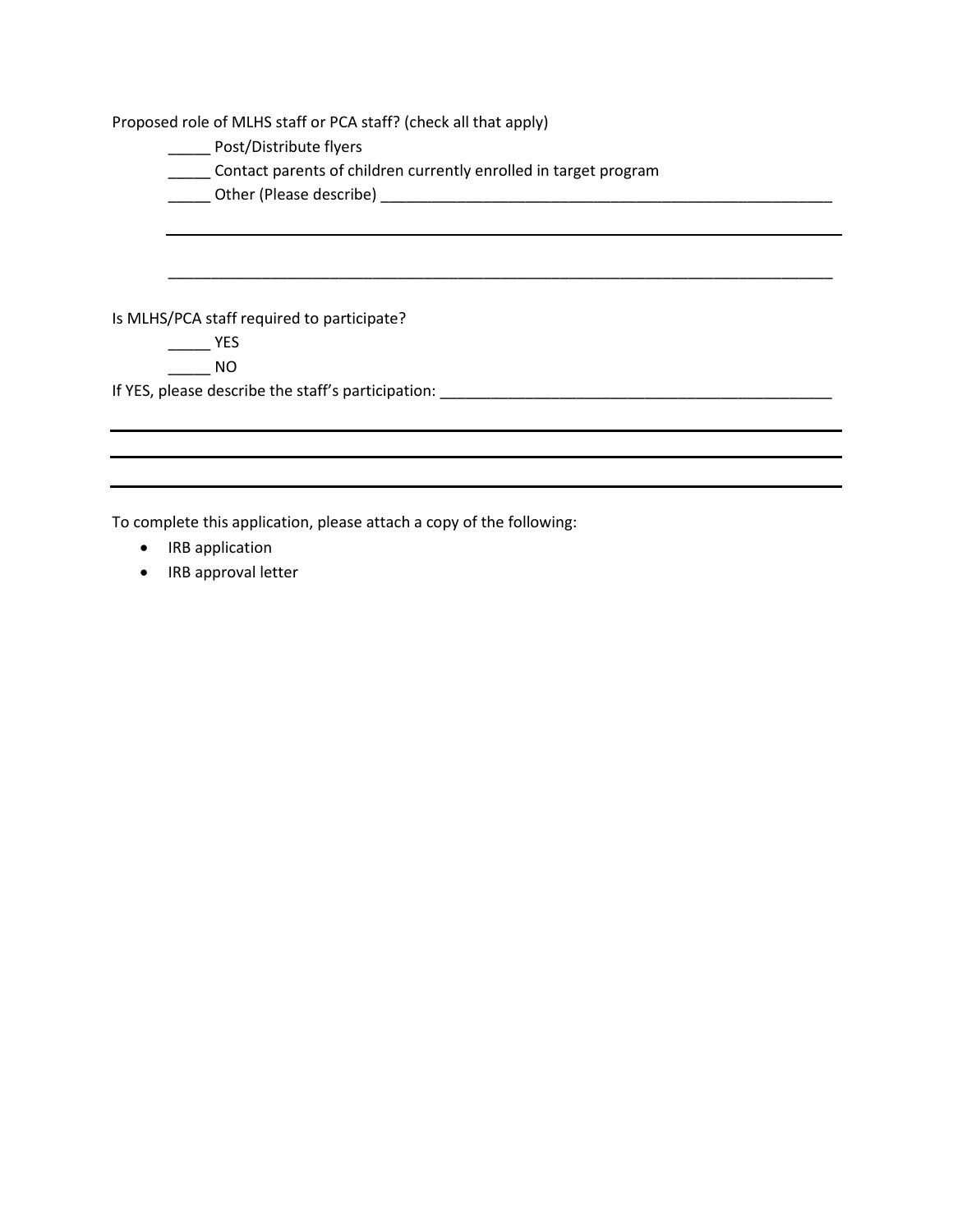Proposed role of MLHS staff or PCA staff? (check all that apply)

_____ Post/Distribute flyers

_____ Contact parents of children currently enrolled in target program

_____ Other (Please describe) ______________________________________________________

___________________________________________________________________________

___________________________________________________________________________

Is MLHS/PCA staff required to participate?

_____ YES

_____ NO

If YES, please describe the staff's participation: ____________________________________________

___________________________________________________________________________

___________________________________________________________________________

___________________________________________________________________________

To complete this application, please attach a copy of the following:

- IRB application
- IRB approval letter